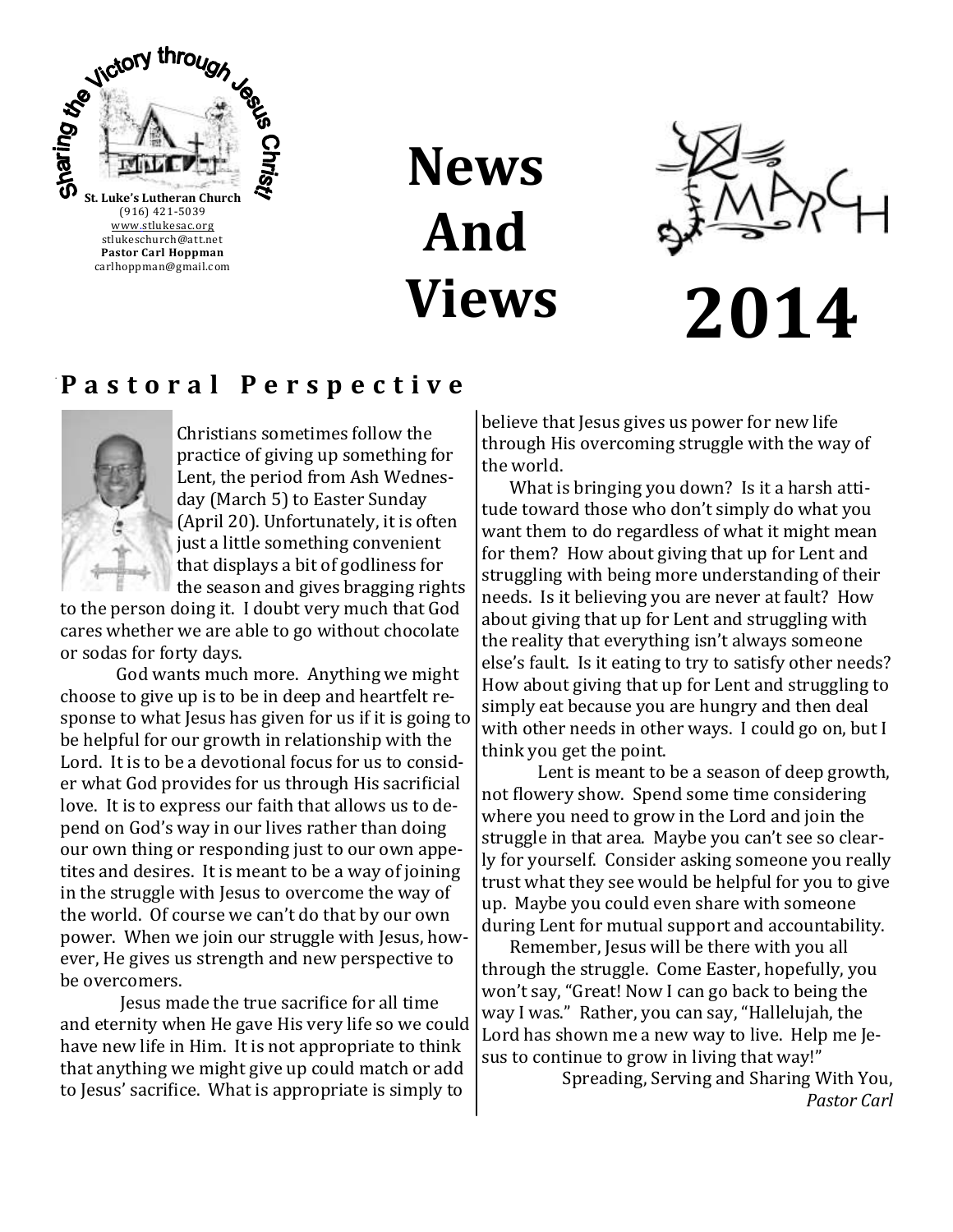Sharing the Victory through Jesus Christ!

**St. Luke's Lutheran Church**
(916) 421-5039
www.stlukesac.org
stlukeschurch@att.net
**Pastor Carl Hoppman**
carlhoppman@gmail.com

# News And Views

# MARCH 2014

## Pastoral Perspective

Christians sometimes follow the practice of giving up something for Lent, the period from Ash Wednesday (March 5) to Easter Sunday (April 20). Unfortunately, it is often just a little something convenient that displays a bit of godliness for the season and gives bragging rights to the person doing it. I doubt very much that God cares whether we are able to go without chocolate or sodas for forty days.

God wants much more. Anything we might choose to give up is to be in deep and heartfelt response to what Jesus has given for us if it is going to be helpful for our growth in relationship with the Lord. It is to be a devotional focus for us to consider what God provides for us through His sacrificial love. It is to express our faith that allows us to depend on God's way in our lives rather than doing our own thing or responding just to our own appetites and desires. It is meant to be a way of joining in the struggle with Jesus to overcome the way of the world. Of course we can't do that by our own power. When we join our struggle with Jesus, however, He gives us strength and new perspective to be overcomers.

Jesus made the true sacrifice for all time and eternity when He gave His very life so we could have new life in Him. It is not appropriate to think that anything we might give up could match or add to Jesus' sacrifice. What is appropriate is simply to believe that Jesus gives us power for new life through His overcoming struggle with the way of the world.

What is bringing you down? Is it a harsh attitude toward those who don't simply do what you want them to do regardless of what it might mean for them? How about giving that up for Lent and struggling with being more understanding of their needs. Is it believing you are never at fault? How about giving that up for Lent and struggling with the reality that everything isn't always someone else's fault. Is it eating to try to satisfy other needs? How about giving that up for Lent and struggling to simply eat because you are hungry and then deal with other needs in other ways. I could go on, but I think you get the point.

Lent is meant to be a season of deep growth, not flowery show. Spend some time considering where you need to grow in the Lord and join the struggle in that area. Maybe you can't see so clearly for yourself. Consider asking someone you really trust what they see would be helpful for you to give up. Maybe you could even share with someone during Lent for mutual support and accountability.

Remember, Jesus will be there with you all through the struggle. Come Easter, hopefully, you won't say, "Great! Now I can go back to being the way I was." Rather, you can say, "Hallelujah, the Lord has shown me a new way to live. Help me Jesus to continue to grow in living that way!"

Spreading, Serving and Sharing With You,
*Pastor Carl*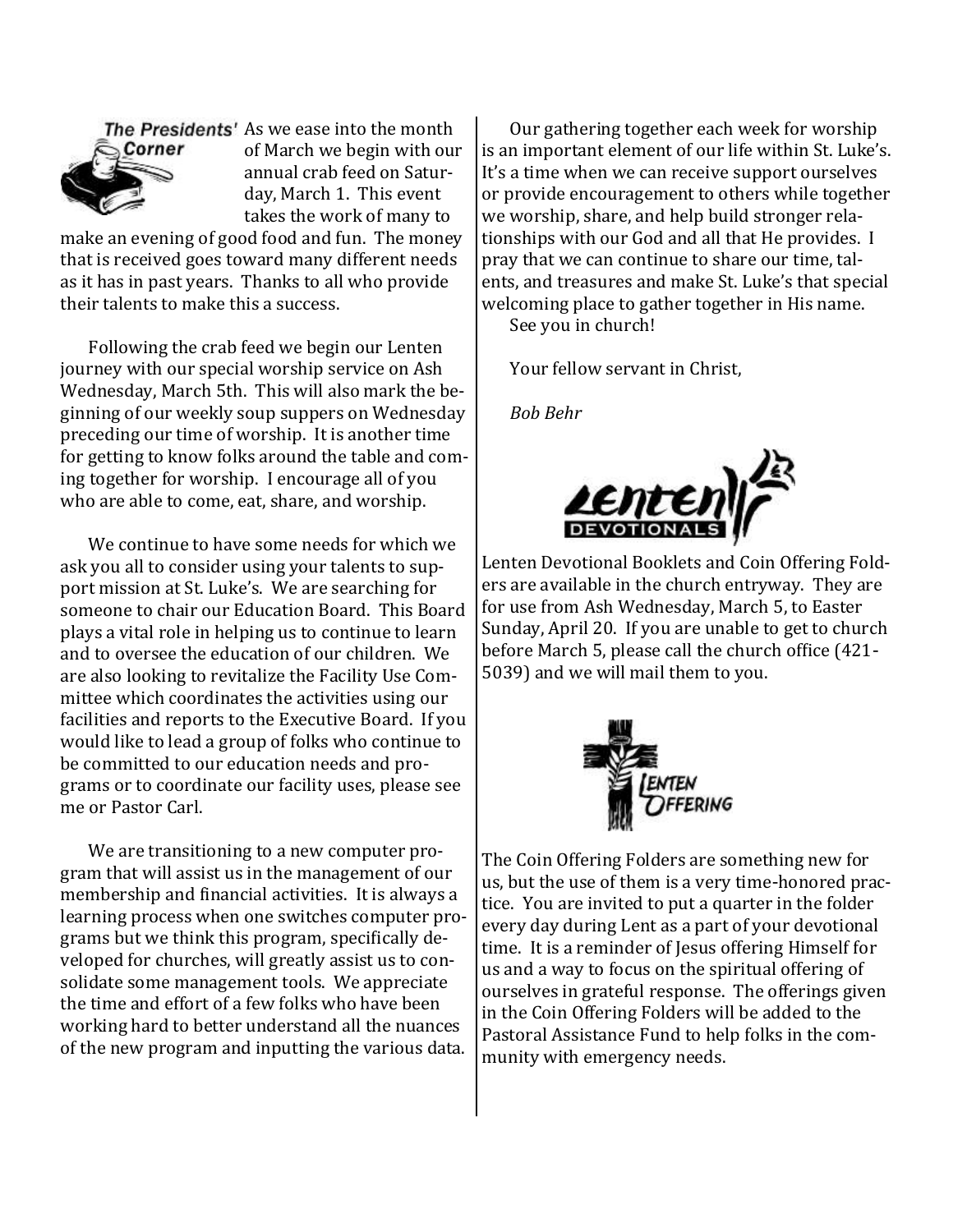## The Presidents' Corner

As we ease into the month of March we begin with our annual crab feed on Saturday, March 1. This event takes the work of many to make an evening of good food and fun. The money that is received goes toward many different needs as it has in past years. Thanks to all who provide their talents to make this a success.

Following the crab feed we begin our Lenten journey with our special worship service on Ash Wednesday, March 5th. This will also mark the beginning of our weekly soup suppers on Wednesday preceding our time of worship. It is another time for getting to know folks around the table and coming together for worship. I encourage all of you who are able to come, eat, share, and worship.

We continue to have some needs for which we ask you all to consider using your talents to support mission at St. Luke's. We are searching for someone to chair our Education Board. This Board plays a vital role in helping us to continue to learn and to oversee the education of our children. We are also looking to revitalize the Facility Use Committee which coordinates the activities using our facilities and reports to the Executive Board. If you would like to lead a group of folks who continue to be committed to our education needs and programs or to coordinate our facility uses, please see me or Pastor Carl.

We are transitioning to a new computer program that will assist us in the management of our membership and financial activities. It is always a learning process when one switches computer programs but we think this program, specifically developed for churches, will greatly assist us to consolidate some management tools. We appreciate the time and effort of a few folks who have been working hard to better understand all the nuances of the new program and inputting the various data.

Our gathering together each week for worship is an important element of our life within St. Luke's. It's a time when we can receive support ourselves or provide encouragement to others while together we worship, share, and help build stronger relationships with our God and all that He provides. I pray that we can continue to share our time, talents, and treasures and make St. Luke's that special welcoming place to gather together in His name.

See you in church!

Your fellow servant in Christ,

*Bob Behr*

## Lenten Devotionals

Lenten Devotional Booklets and Coin Offering Folders are available in the church entryway. They are for use from Ash Wednesday, March 5, to Easter Sunday, April 20. If you are unable to get to church before March 5, please call the church office (421-5039) and we will mail them to you.

## Lenten Offering

The Coin Offering Folders are something new for us, but the use of them is a very time-honored practice. You are invited to put a quarter in the folder every day during Lent as a part of your devotional time. It is a reminder of Jesus offering Himself for us and a way to focus on the spiritual offering of ourselves in grateful response. The offerings given in the Coin Offering Folders will be added to the Pastoral Assistance Fund to help folks in the community with emergency needs.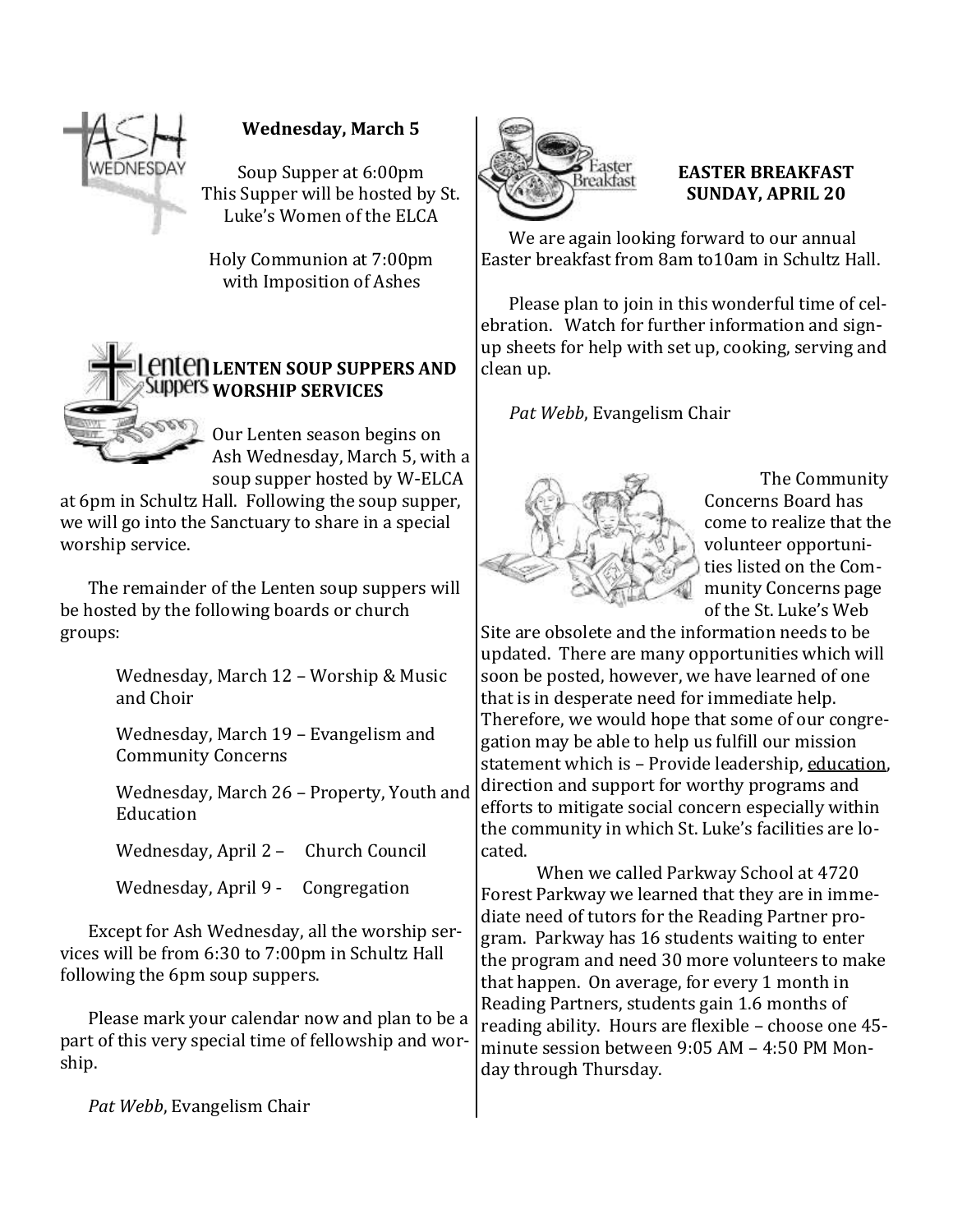**Wednesday, March 5**

Soup Supper at 6:00pm
This Supper will be hosted by St. Luke's Women of the ELCA

Holy Communion at 7:00pm
with Imposition of Ashes

**LENTEN SOUP SUPPERS AND WORSHIP SERVICES**

Our Lenten season begins on Ash Wednesday, March 5, with a soup supper hosted by W-ELCA at 6pm in Schultz Hall. Following the soup supper, we will go into the Sanctuary to share in a special worship service.

The remainder of the Lenten soup suppers will be hosted by the following boards or church groups:

Wednesday, March 12 – Worship & Music and Choir

Wednesday, March 19 – Evangelism and Community Concerns

Wednesday, March 26 – Property, Youth and Education

Wednesday, April 2 – Church Council

Wednesday, April 9 - Congregation

Except for Ash Wednesday, all the worship services will be from 6:30 to 7:00pm in Schultz Hall following the 6pm soup suppers.

Please mark your calendar now and plan to be a part of this very special time of fellowship and worship.

*Pat Webb*, Evangelism Chair

**EASTER BREAKFAST**
**SUNDAY, APRIL 20**

We are again looking forward to our annual Easter breakfast from 8am to10am in Schultz Hall.

Please plan to join in this wonderful time of celebration. Watch for further information and sign-up sheets for help with set up, cooking, serving and clean up.

*Pat Webb*, Evangelism Chair

The Community Concerns Board has come to realize that the volunteer opportunities listed on the Community Concerns page of the St. Luke's Web Site are obsolete and the information needs to be updated. There are many opportunities which will soon be posted, however, we have learned of one that is in desperate need for immediate help. Therefore, we would hope that some of our congregation may be able to help us fulfill our mission statement which is – Provide leadership, education, direction and support for worthy programs and efforts to mitigate social concern especially within the community in which St. Luke's facilities are located.

When we called Parkway School at 4720 Forest Parkway we learned that they are in immediate need of tutors for the Reading Partner program. Parkway has 16 students waiting to enter the program and need 30 more volunteers to make that happen. On average, for every 1 month in Reading Partners, students gain 1.6 months of reading ability. Hours are flexible – choose one 45-minute session between 9:05 AM – 4:50 PM Monday through Thursday.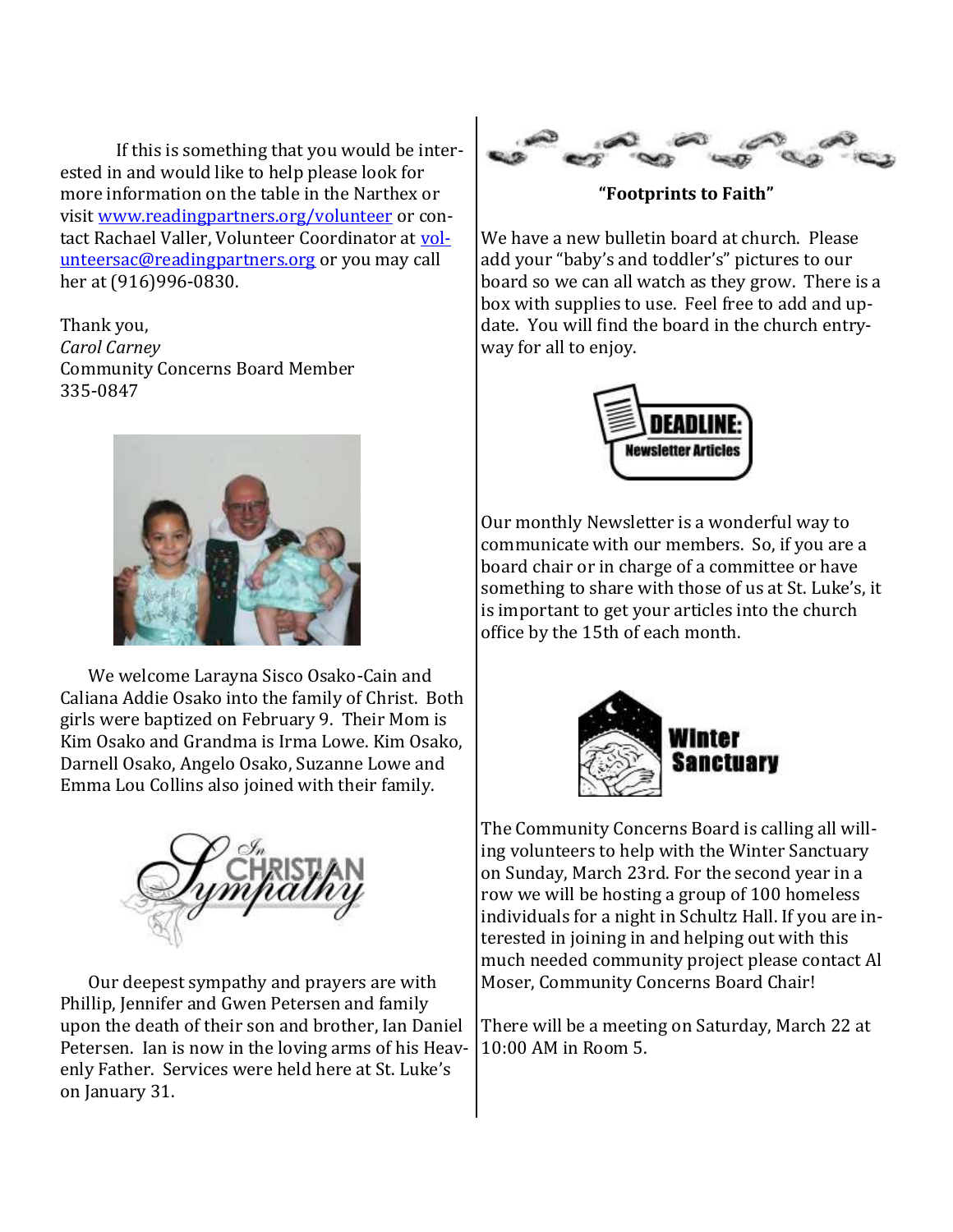If this is something that you would be interested in and would like to help please look for more information on the table in the Narthex or visit www.readingpartners.org/volunteer or contact Rachael Valler, Volunteer Coordinator at volunteersac@readingpartners.org or you may call her at (916)996-0830.

Thank you,
*Carol Carney*
Community Concerns Board Member
335-0847

We welcome Larayna Sisco Osako-Cain and Caliana Addie Osako into the family of Christ. Both girls were baptized on February 9. Their Mom is Kim Osako and Grandma is Irma Lowe. Kim Osako, Darnell Osako, Angelo Osako, Suzanne Lowe and Emma Lou Collins also joined with their family.

In CHRISTIAN Sympathy

Our deepest sympathy and prayers are with Phillip, Jennifer and Gwen Petersen and family upon the death of their son and brother, Ian Daniel Petersen. Ian is now in the loving arms of his Heavenly Father. Services were held here at St. Luke's on January 31.

**"Footprints to Faith"**

We have a new bulletin board at church. Please add your "baby's and toddler's" pictures to our board so we can all watch as they grow. There is a box with supplies to use. Feel free to add and update. You will find the board in the church entryway for all to enjoy.

**DEADLINE: Newsletter Articles**

Our monthly Newsletter is a wonderful way to communicate with our members. So, if you are a board chair or in charge of a committee or have something to share with those of us at St. Luke's, it is important to get your articles into the church office by the 15th of each month.

**Winter Sanctuary**

The Community Concerns Board is calling all willing volunteers to help with the Winter Sanctuary on Sunday, March 23rd. For the second year in a row we will be hosting a group of 100 homeless individuals for a night in Schultz Hall. If you are interested in joining in and helping out with this much needed community project please contact Al Moser, Community Concerns Board Chair!

There will be a meeting on Saturday, March 22 at 10:00 AM in Room 5.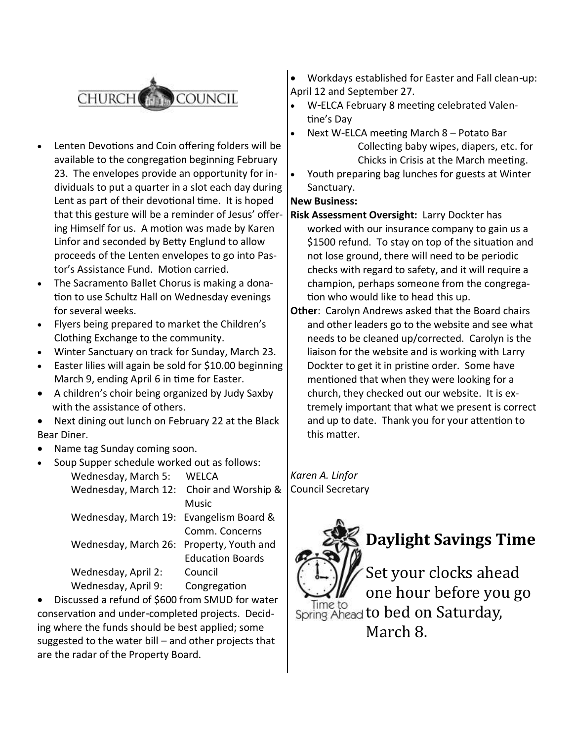# CHURCH COUNCIL

- Lenten Devotions and Coin offering folders will be available to the congregation beginning February 23. The envelopes provide an opportunity for individuals to put a quarter in a slot each day during Lent as part of their devotional time. It is hoped that this gesture will be a reminder of Jesus' offering Himself for us. A motion was made by Karen Linfor and seconded by Betty Englund to allow proceeds of the Lenten envelopes to go into Pastor's Assistance Fund. Motion carried.
- The Sacramento Ballet Chorus is making a donation to use Schultz Hall on Wednesday evenings for several weeks.
- Flyers being prepared to market the Children's Clothing Exchange to the community.
- Winter Sanctuary on track for Sunday, March 23.
- Easter lilies will again be sold for $10.00 beginning March 9, ending April 6 in time for Easter.
- A children's choir being organized by Judy Saxby with the assistance of others.
- Next dining out lunch on February 22 at the Black Bear Diner.
- Name tag Sunday coming soon.
- Soup Supper schedule worked out as follows:

| | |
|---|---|
| Wednesday, March 5: | WELCA |
| Wednesday, March 12: | Choir and Worship & Music |
| Wednesday, March 19: | Evangelism Board & Comm. Concerns |
| Wednesday, March 26: | Property, Youth and Education Boards |
| Wednesday, April 2: | Council |
| Wednesday, April 9: | Congregation |

- Discussed a refund of $600 from SMUD for water conservation and under-completed projects. Deciding where the funds should be best applied; some suggested to the water bill – and other projects that are the radar of the Property Board.
- Workdays established for Easter and Fall clean-up: April 12 and September 27.
- W-ELCA February 8 meeting celebrated Valentine's Day
- Next W-ELCA meeting March 8 – Potato Bar
  Collecting baby wipes, diapers, etc. for Chicks in Crisis at the March meeting.
- Youth preparing bag lunches for guests at Winter Sanctuary.

**New Business:**

**Risk Assessment Oversight:** Larry Dockter has worked with our insurance company to gain us a $1500 refund. To stay on top of the situation and not lose ground, there will need to be periodic checks with regard to safety, and it will require a champion, perhaps someone from the congregation who would like to head this up.

**Other**: Carolyn Andrews asked that the Board chairs and other leaders go to the website and see what needs to be cleaned up/corrected. Carolyn is the liaison for the website and is working with Larry Dockter to get it in pristine order. Some have mentioned that when they were looking for a church, they checked out our website. It is extremely important that what we present is correct and up to date. Thank you for your attention to this matter.

*Karen A. Linfor*
Council Secretary

## Daylight Savings Time

Time to Spring Ahead

Set your clocks ahead one hour before you go to bed on Saturday, March 8.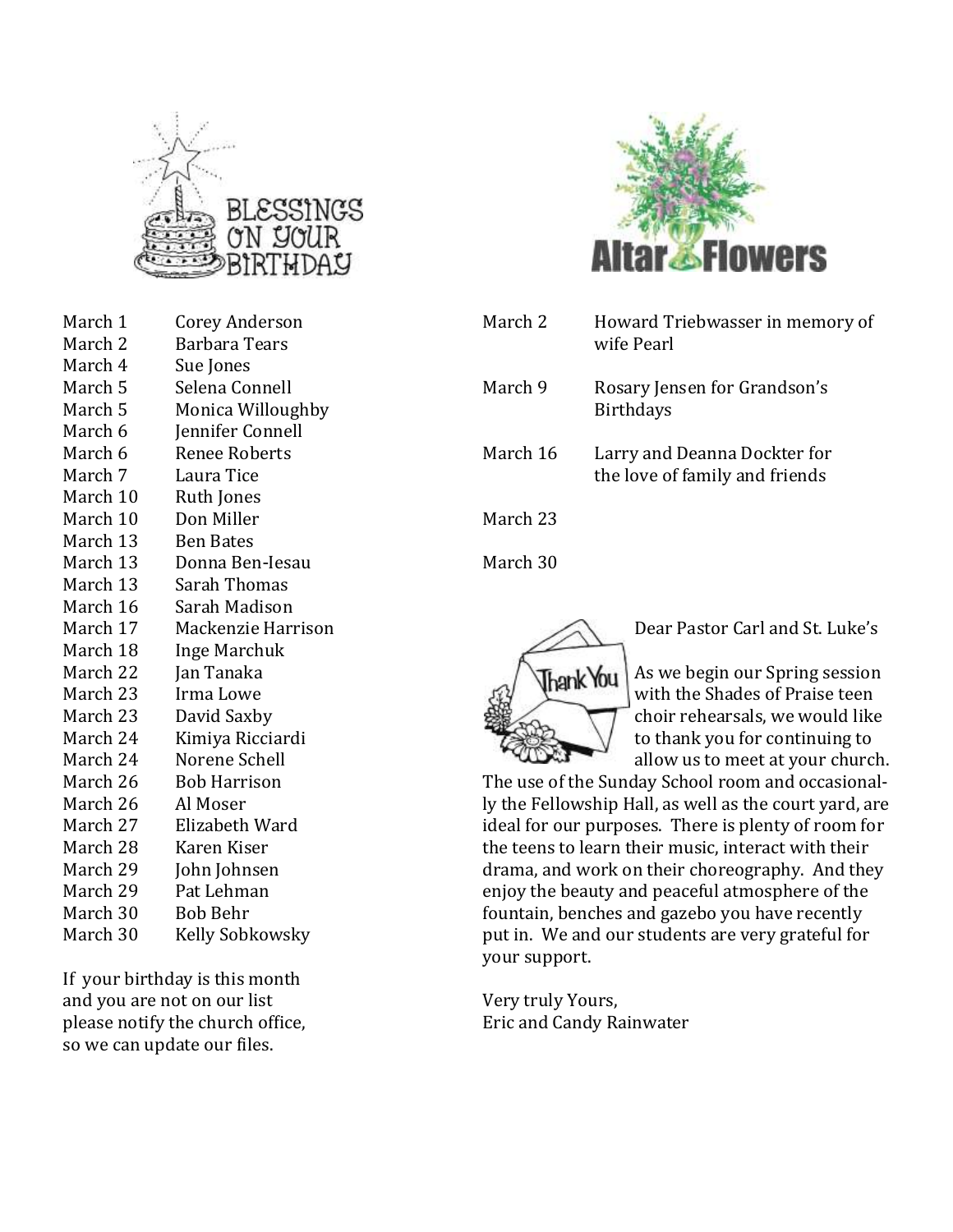## BLESSINGS ON YOUR BIRTHDAY

| | |
|---|---|
| March 1 | Corey Anderson |
| March 2 | Barbara Tears |
| March 4 | Sue Jones |
| March 5 | Selena Connell |
| March 5 | Monica Willoughby |
| March 6 | Jennifer Connell |
| March 6 | Renee Roberts |
| March 7 | Laura Tice |
| March 10 | Ruth Jones |
| March 10 | Don Miller |
| March 13 | Ben Bates |
| March 13 | Donna Ben-Iesau |
| March 13 | Sarah Thomas |
| March 16 | Sarah Madison |
| March 17 | Mackenzie Harrison |
| March 18 | Inge Marchuk |
| March 22 | Jan Tanaka |
| March 23 | Irma Lowe |
| March 23 | David Saxby |
| March 24 | Kimiya Ricciardi |
| March 24 | Norene Schell |
| March 26 | Bob Harrison |
| March 26 | Al Moser |
| March 27 | Elizabeth Ward |
| March 28 | Karen Kiser |
| March 29 | John Johnsen |
| March 29 | Pat Lehman |
| March 30 | Bob Behr |
| March 30 | Kelly Sobkowsky |

If your birthday is this month and you are not on our list please notify the church office, so we can update our files.

## Altar Flowers

| | |
|---|---|
| March 2 | Howard Triebwasser in memory of wife Pearl |
| March 9 | Rosary Jensen for Grandson's Birthdays |
| March 16 | Larry and Deanna Dockter for the love of family and friends |
| March 23 | |
| March 30 | |

Thank You

Dear Pastor Carl and St. Luke's

As we begin our Spring session with the Shades of Praise teen choir rehearsals, we would like to thank you for continuing to allow us to meet at your church. The use of the Sunday School room and occasionally the Fellowship Hall, as well as the court yard, are ideal for our purposes. There is plenty of room for the teens to learn their music, interact with their drama, and work on their choreography. And they enjoy the beauty and peaceful atmosphere of the fountain, benches and gazebo you have recently put in. We and our students are very grateful for your support.

Very truly Yours,
Eric and Candy Rainwater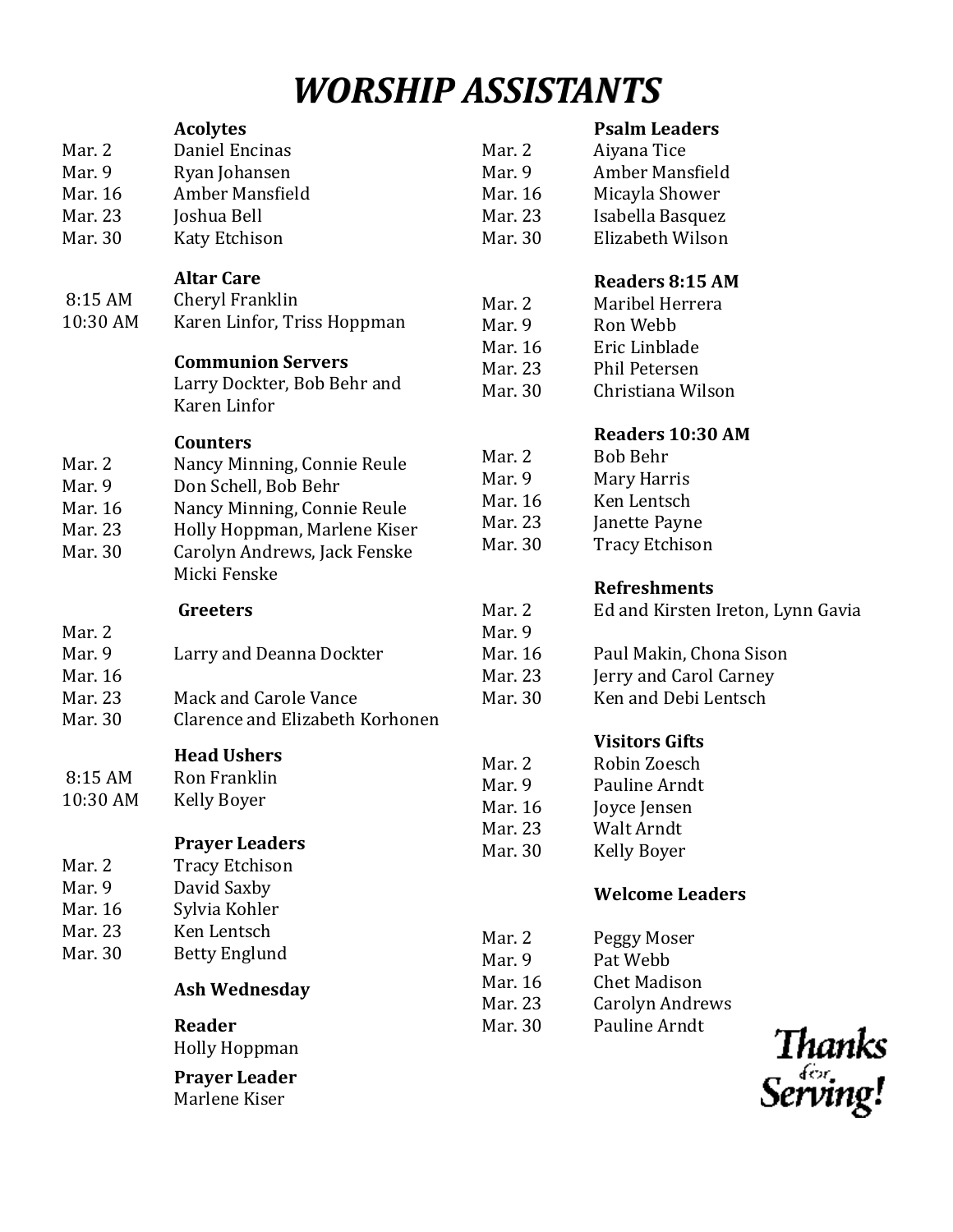# WORSHIP ASSISTANTS

**Acolytes**

| | |
|---|---|
| Mar. 2 | Daniel Encinas |
| Mar. 9 | Ryan Johansen |
| Mar. 16 | Amber Mansfield |
| Mar. 23 | Joshua Bell |
| Mar. 30 | Katy Etchison |

**Altar Care**

| | |
|---|---|
| 8:15 AM | Cheryl Franklin |
| 10:30 AM | Karen Linfor, Triss Hoppman |

**Communion Servers**

Larry Dockter, Bob Behr and Karen Linfor

**Counters**

| | |
|---|---|
| Mar. 2 | Nancy Minning, Connie Reule |
| Mar. 9 | Don Schell, Bob Behr |
| Mar. 16 | Nancy Minning, Connie Reule |
| Mar. 23 | Holly Hoppman, Marlene Kiser |
| Mar. 30 | Carolyn Andrews, Jack Fenske Micki Fenske |

**Greeters**

| | |
|---|---|
| Mar. 2 | |
| Mar. 9 | Larry and Deanna Dockter |
| Mar. 16 | |
| Mar. 23 | Mack and Carole Vance |
| Mar. 30 | Clarence and Elizabeth Korhonen |

**Head Ushers**

| | |
|---|---|
| 8:15 AM | Ron Franklin |
| 10:30 AM | Kelly Boyer |

**Prayer Leaders**

| | |
|---|---|
| Mar. 2 | Tracy Etchison |
| Mar. 9 | David Saxby |
| Mar. 16 | Sylvia Kohler |
| Mar. 23 | Ken Lentsch |
| Mar. 30 | Betty Englund |

**Ash Wednesday**

**Reader**
Holly Hoppman

**Prayer Leader**
Marlene Kiser

**Psalm Leaders**

| | |
|---|---|
| Mar. 2 | Aiyana Tice |
| Mar. 9 | Amber Mansfield |
| Mar. 16 | Micayla Shower |
| Mar. 23 | Isabella Basquez |
| Mar. 30 | Elizabeth Wilson |

**Readers 8:15 AM**

| | |
|---|---|
| Mar. 2 | Maribel Herrera |
| Mar. 9 | Ron Webb |
| Mar. 16 | Eric Linblade |
| Mar. 23 | Phil Petersen |
| Mar. 30 | Christiana Wilson |

**Readers 10:30 AM**

| | |
|---|---|
| Mar. 2 | Bob Behr |
| Mar. 9 | Mary Harris |
| Mar. 16 | Ken Lentsch |
| Mar. 23 | Janette Payne |
| Mar. 30 | Tracy Etchison |

**Refreshments**

| | |
|---|---|
| Mar. 2 | Ed and Kirsten Ireton, Lynn Gavia |
| Mar. 9 | |
| Mar. 16 | Paul Makin, Chona Sison |
| Mar. 23 | Jerry and Carol Carney |
| Mar. 30 | Ken and Debi Lentsch |

**Visitors Gifts**

| | |
|---|---|
| Mar. 2 | Robin Zoesch |
| Mar. 9 | Pauline Arndt |
| Mar. 16 | Joyce Jensen |
| Mar. 23 | Walt Arndt |
| Mar. 30 | Kelly Boyer |

**Welcome Leaders**

| | |
|---|---|
| Mar. 2 | Peggy Moser |
| Mar. 9 | Pat Webb |
| Mar. 16 | Chet Madison |
| Mar. 23 | Carolyn Andrews |
| Mar. 30 | Pauline Arndt |

Thanks for Serving!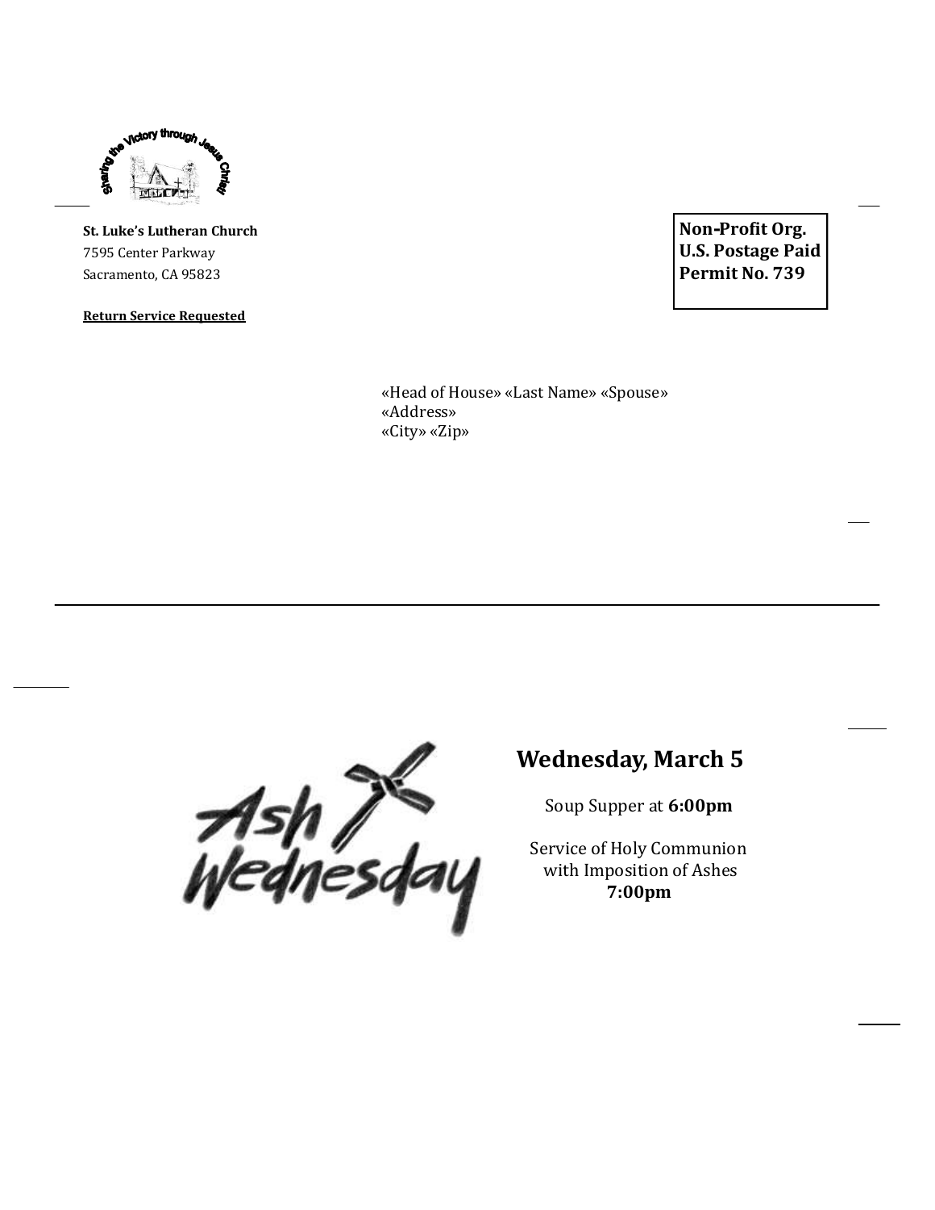**St. Luke's Lutheran Church**
7595 Center Parkway
Sacramento, CA 95823

**Return Service Requested**

**Non-Profit Org.**
**U.S. Postage Paid**
**Permit No. 739**

«Head of House» «Last Name» «Spouse»
«Address»
«City» «Zip»

---

## Wednesday, March 5

Soup Supper at **6:00pm**

Service of Holy Communion
with Imposition of Ashes
**7:00pm**